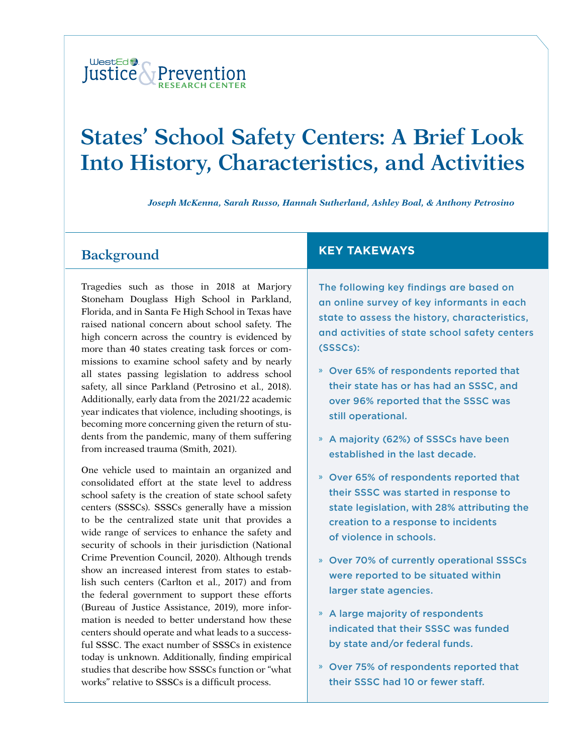WestEd Justice & Prevention Research Center

# States' School Safety Centers: A Brief Look Into History, Characteristics, and Activities

*Joseph McKenna, Sarah Russo, Hannah Sutherland, Ashley Boal, & Anthony Petrosino*

## Background

Tragedies such as those in 2018 at Marjory Stoneham Douglass High School in Parkland, Florida, and in Santa Fe High School in Texas have raised national concern about school safety. The high concern across the country is evidenced by more than 40 states creating task forces or commissions to examine school safety and by nearly all states passing legislation to address school safety, all since Parkland (Petrosino et al., 2018). Additionally, early data from the 2021/22 academic year indicates that violence, including shootings, is becoming more concerning given the return of students from the pandemic, many of them suffering from increased trauma (Smith, 2021).

One vehicle used to maintain an organized and consolidated effort at the state level to address school safety is the creation of state school safety centers (SSSCs). SSSCs generally have a mission to be the centralized state unit that provides a wide range of services to enhance the safety and security of schools in their jurisdiction (National Crime Prevention Council, 2020). Although trends show an increased interest from states to establish such centers (Carlton et al., 2017) and from the federal government to support these efforts (Bureau of Justice Assistance, 2019), more information is needed to better understand how these centers should operate and what leads to a successful SSSC. The exact number of SSSCs in existence today is unknown. Additionally, finding empirical studies that describe how SSSCs function or "what works" relative to SSSCs is a difficult process.

## KEY TAKEAWAYS

The following key findings are based on an online survey of key informants in each state to assess the history, characteristics, and activities of state school safety centers (SSSCs):

- Over 65% of respondents reported that their state has or has had an SSSC, and over 96% reported that the SSSC was still operational.
- A majority (62%) of SSSCs have been established in the last decade.
- Over 65% of respondents reported that their SSSC was started in response to state legislation, with 28% attributing the creation to a response to incidents of violence in schools.
- Over 70% of currently operational SSSCs were reported to be situated within larger state agencies.
- A large majority of respondents indicated that their SSSC was funded by state and/or federal funds.
- Over 75% of respondents reported that their SSSC had 10 or fewer staff.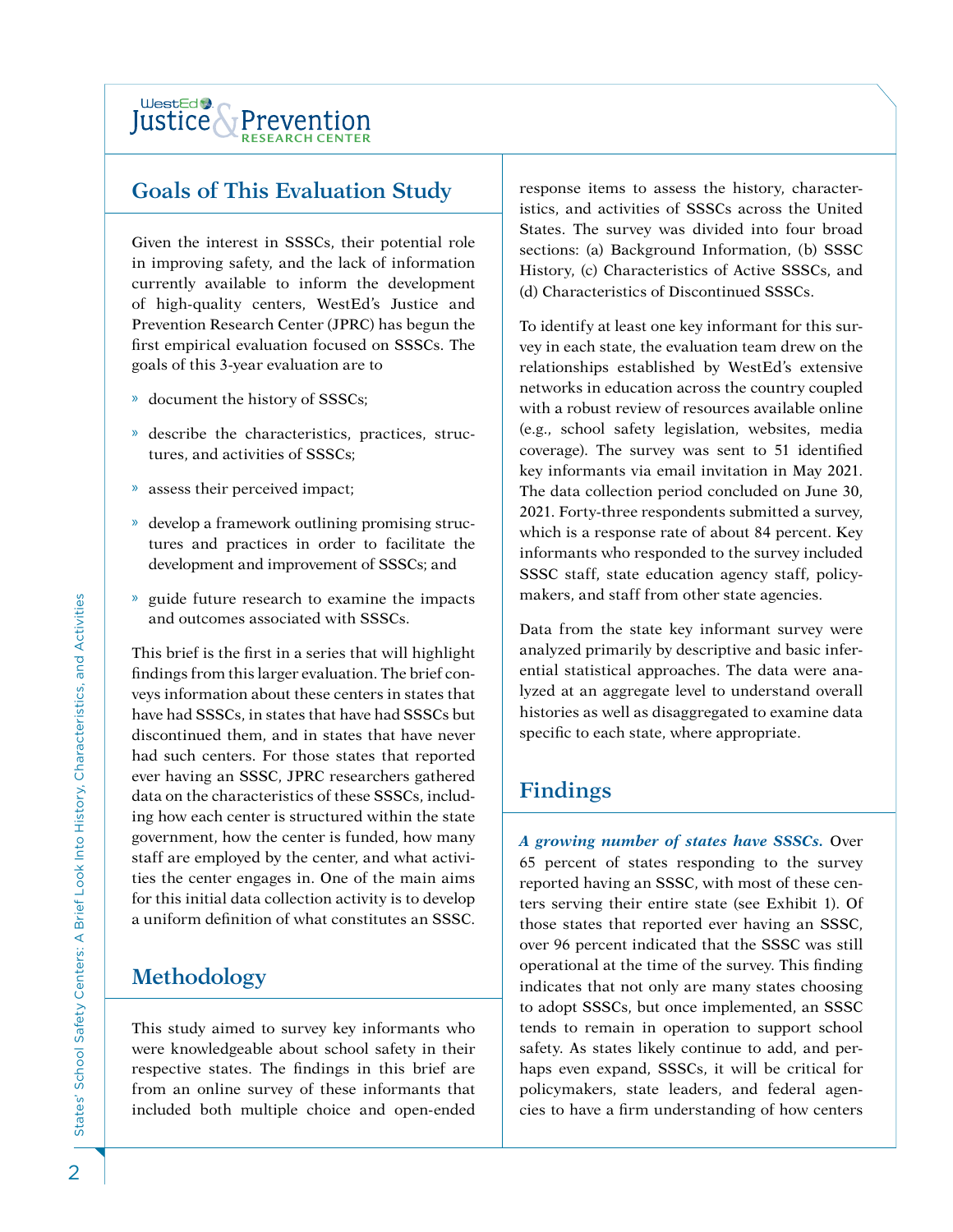## Goals of This Evaluation Study

Given the interest in SSSCs, their potential role in improving safety, and the lack of information currently available to inform the development of high-quality centers, WestEd's Justice and Prevention Research Center (JPRC) has begun the first empirical evaluation focused on SSSCs. The goals of this 3-year evaluation are to

- document the history of SSSCs;
- describe the characteristics, practices, structures, and activities of SSSCs;
- assess their perceived impact;
- develop a framework outlining promising structures and practices in order to facilitate the development and improvement of SSSCs; and
- guide future research to examine the impacts and outcomes associated with SSSCs.

This brief is the first in a series that will highlight findings from this larger evaluation. The brief conveys information about these centers in states that have had SSSCs, in states that have had SSSCs but discontinued them, and in states that have never had such centers. For those states that reported ever having an SSSC, JPRC researchers gathered data on the characteristics of these SSSCs, including how each center is structured within the state government, how the center is funded, how many staff are employed by the center, and what activities the center engages in. One of the main aims for this initial data collection activity is to develop a uniform definition of what constitutes an SSSC.

## Methodology

This study aimed to survey key informants who were knowledgeable about school safety in their respective states. The findings in this brief are from an online survey of these informants that included both multiple choice and open-ended response items to assess the history, characteristics, and activities of SSSCs across the United States. The survey was divided into four broad sections: (a) Background Information, (b) SSSC History, (c) Characteristics of Active SSSCs, and (d) Characteristics of Discontinued SSSCs.

To identify at least one key informant for this survey in each state, the evaluation team drew on the relationships established by WestEd's extensive networks in education across the country coupled with a robust review of resources available online (e.g., school safety legislation, websites, media coverage). The survey was sent to 51 identified key informants via email invitation in May 2021. The data collection period concluded on June 30, 2021. Forty-three respondents submitted a survey, which is a response rate of about 84 percent. Key informants who responded to the survey included SSSC staff, state education agency staff, policymakers, and staff from other state agencies.

Data from the state key informant survey were analyzed primarily by descriptive and basic inferential statistical approaches. The data were analyzed at an aggregate level to understand overall histories as well as disaggregated to examine data specific to each state, where appropriate.

## Findings

***A growing number of states have SSSCs.*** Over 65 percent of states responding to the survey reported having an SSSC, with most of these centers serving their entire state (see Exhibit 1). Of those states that reported ever having an SSSC, over 96 percent indicated that the SSSC was still operational at the time of the survey. This finding indicates that not only are many states choosing to adopt SSSCs, but once implemented, an SSSC tends to remain in operation to support school safety. As states likely continue to add, and perhaps even expand, SSSCs, it will be critical for policymakers, state leaders, and federal agencies to have a firm understanding of how centers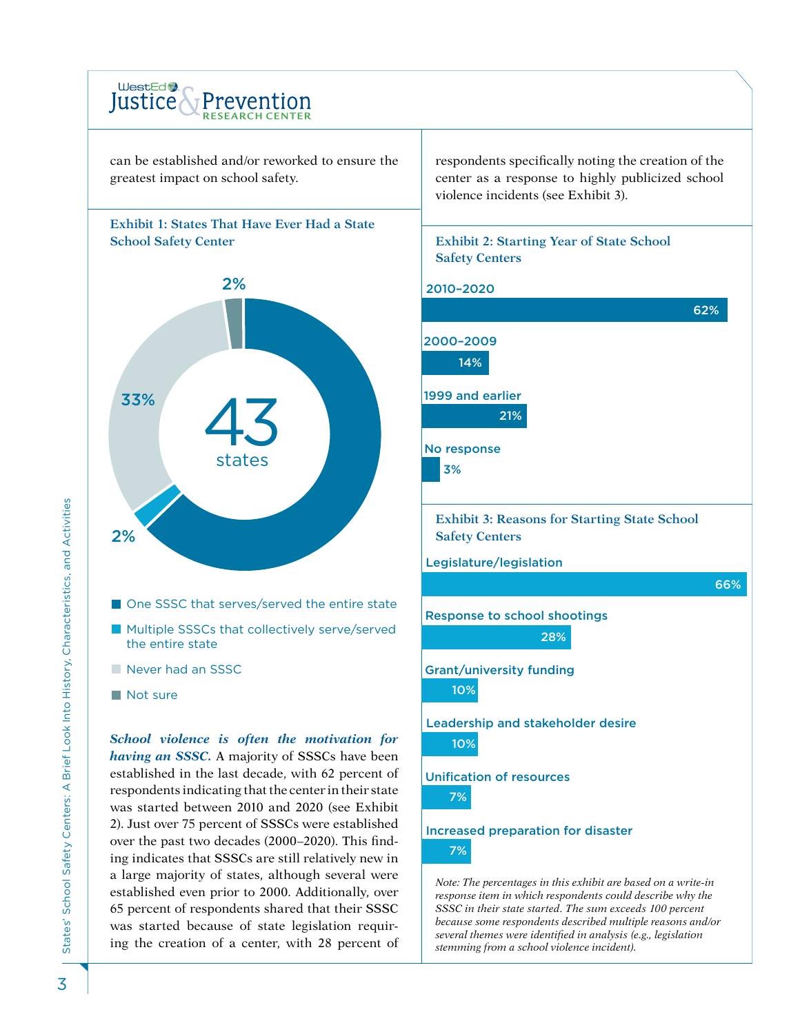can be established and/or reworked to ensure the greatest impact on school safety.

### Exhibit 1: States That Have Ever Had a State School Safety Center

43 states

| Category | Percentage |
|---|---|
| One SSSC that serves/served the entire state | 63% |
| Multiple SSSCs that collectively serve/served the entire state | 2% |
| Never had an SSSC | 33% |
| Not sure | 2% |

***School violence is often the motivation for having an SSSC.*** A majority of SSSCs have been established in the last decade, with 62 percent of respondents indicating that the center in their state was started between 2010 and 2020 (see Exhibit 2). Just over 75 percent of SSSCs were established over the past two decades (2000–2020). This finding indicates that SSSCs are still relatively new in a large majority of states, although several were established even prior to 2000. Additionally, over 65 percent of respondents shared that their SSSC was started because of state legislation requiring the creation of a center, with 28 percent of respondents specifically noting the creation of the center as a response to highly publicized school violence incidents (see Exhibit 3).

### Exhibit 2: Starting Year of State School Safety Centers

| Starting Year | Percentage |
|---|---|
| 2010–2020 | 62% |
| 2000–2009 | 14% |
| 1999 and earlier | 21% |
| No response | 3% |

### Exhibit 3: Reasons for Starting State School Safety Centers

| Reason | Percentage |
|---|---|
| Legislature/legislation | 66% |
| Response to school shootings | 28% |
| Grant/university funding | 10% |
| Leadership and stakeholder desire | 10% |
| Unification of resources | 7% |
| Increased preparation for disaster | 7% |

*Note: The percentages in this exhibit are based on a write-in response item in which respondents could describe why the SSSC in their state started. The sum exceeds 100 percent because some respondents described multiple reasons and/or several themes were identified in analysis (e.g., legislation stemming from a school violence incident).*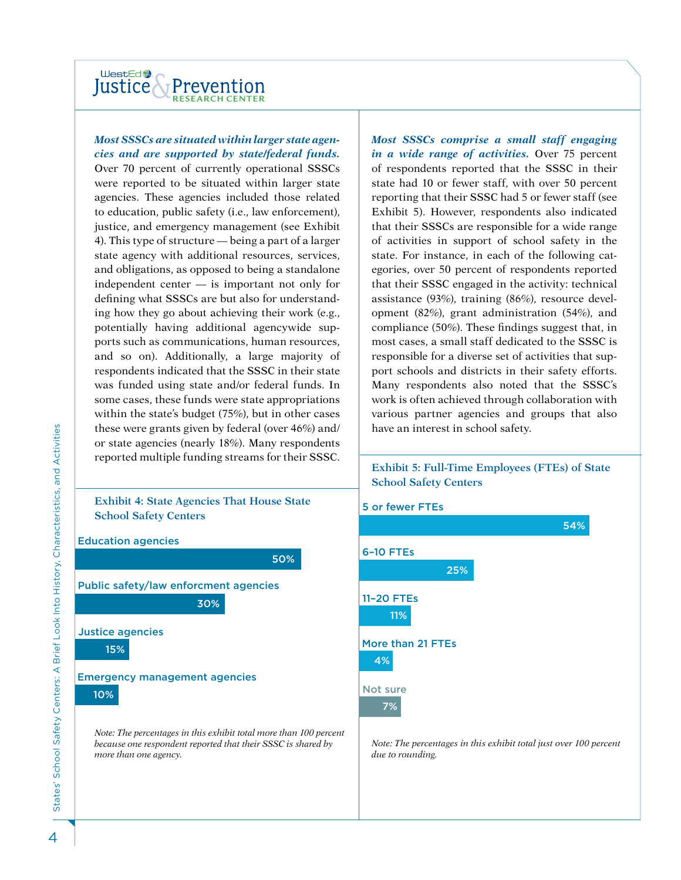***Most SSSCs are situated within larger state agencies and are supported by state/federal funds.*** Over 70 percent of currently operational SSSCs were reported to be situated within larger state agencies. These agencies included those related to education, public safety (i.e., law enforcement), justice, and emergency management (see Exhibit 4). This type of structure — being a part of a larger state agency with additional resources, services, and obligations, as opposed to being a standalone independent center — is important not only for defining what SSSCs are but also for understanding how they go about achieving their work (e.g., potentially having additional agencywide supports such as communications, human resources, and so on). Additionally, a large majority of respondents indicated that the SSSC in their state was funded using state and/or federal funds. In some cases, these funds were state appropriations within the state's budget (75%), but in other cases these were grants given by federal (over 46%) and/or state agencies (nearly 18%). Many respondents reported multiple funding streams for their SSSC.

### Exhibit 4: State Agencies That House State School Safety Centers

| Agency | Percent |
|---|---|
| Education agencies | 50% |
| Public safety/law enforcment agencies | 30% |
| Justice agencies | 15% |
| Emergency management agencies | 10% |

*Note: The percentages in this exhibit total more than 100 percent because one respondent reported that their SSSC is shared by more than one agency.*

***Most SSSCs comprise a small staff engaging in a wide range of activities.*** Over 75 percent of respondents reported that the SSSC in their state had 10 or fewer staff, with over 50 percent reporting that their SSSC had 5 or fewer staff (see Exhibit 5). However, respondents also indicated that their SSSCs are responsible for a wide range of activities in support of school safety in the state. For instance, in each of the following categories, over 50 percent of respondents reported that their SSSC engaged in the activity: technical assistance (93%), training (86%), resource development (82%), grant administration (54%), and compliance (50%). These findings suggest that, in most cases, a small staff dedicated to the SSSC is responsible for a diverse set of activities that support schools and districts in their safety efforts. Many respondents also noted that the SSSC's work is often achieved through collaboration with various partner agencies and groups that also have an interest in school safety.

### Exhibit 5: Full-Time Employees (FTEs) of State School Safety Centers

| FTEs | Percent |
|---|---|
| 5 or fewer FTEs | 54% |
| 6–10 FTEs | 25% |
| 11–20 FTEs | 11% |
| More than 21 FTEs | 4% |
| Not sure | 7% |

*Note: The percentages in this exhibit total just over 100 percent due to rounding.*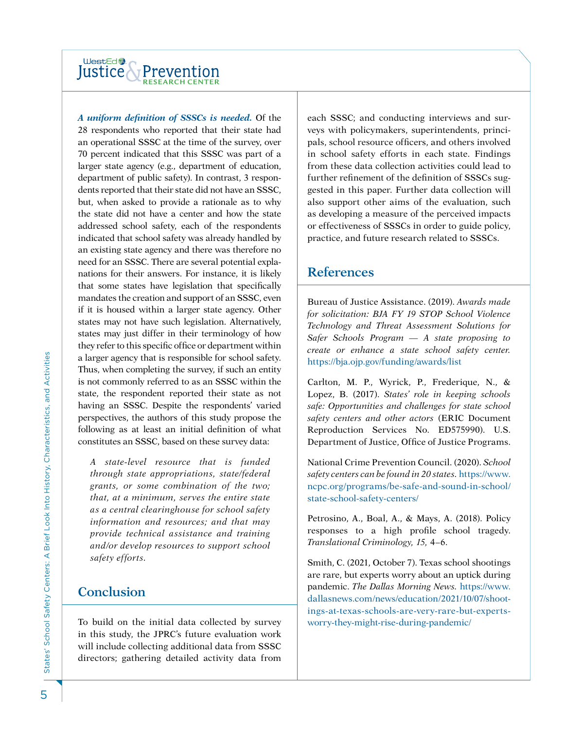***A uniform definition of SSSCs is needed.*** Of the 28 respondents who reported that their state had an operational SSSC at the time of the survey, over 70 percent indicated that this SSSC was part of a larger state agency (e.g., department of education, department of public safety). In contrast, 3 respondents reported that their state did not have an SSSC, but, when asked to provide a rationale as to why the state did not have a center and how the state addressed school safety, each of the respondents indicated that school safety was already handled by an existing state agency and there was therefore no need for an SSSC. There are several potential explanations for their answers. For instance, it is likely that some states have legislation that specifically mandates the creation and support of an SSSC, even if it is housed within a larger state agency. Other states may not have such legislation. Alternatively, states may just differ in their terminology of how they refer to this specific office or department within a larger agency that is responsible for school safety. Thus, when completing the survey, if such an entity is not commonly referred to as an SSSC within the state, the respondent reported their state as not having an SSSC. Despite the respondents' varied perspectives, the authors of this study propose the following as at least an initial definition of what constitutes an SSSC, based on these survey data:

> *A state-level resource that is funded through state appropriations, state/federal grants, or some combination of the two; that, at a minimum, serves the entire state as a central clearinghouse for school safety information and resources; and that may provide technical assistance and training and/or develop resources to support school safety efforts.*

## Conclusion

To build on the initial data collected by survey in this study, the JPRC's future evaluation work will include collecting additional data from SSSC directors; gathering detailed activity data from each SSSC; and conducting interviews and surveys with policymakers, superintendents, principals, school resource officers, and others involved in school safety efforts in each state. Findings from these data collection activities could lead to further refinement of the definition of SSSCs suggested in this paper. Further data collection will also support other aims of the evaluation, such as developing a measure of the perceived impacts or effectiveness of SSSCs in order to guide policy, practice, and future research related to SSSCs.

## References

Bureau of Justice Assistance. (2019). *Awards made for solicitation: BJA FY 19 STOP School Violence Technology and Threat Assessment Solutions for Safer Schools Program — A state proposing to create or enhance a state school safety center.* https://bja.ojp.gov/funding/awards/list

Carlton, M. P., Wyrick, P., Frederique, N., & Lopez, B. (2017). *States' role in keeping schools safe: Opportunities and challenges for state school safety centers and other actors* (ERIC Document Reproduction Services No. ED575990). U.S. Department of Justice, Office of Justice Programs.

National Crime Prevention Council. (2020). *School safety centers can be found in 20 states.* https://www.ncpc.org/programs/be-safe-and-sound-in-school/state-school-safety-centers/

Petrosino, A., Boal, A., & Mays, A. (2018). Policy responses to a high profile school tragedy. *Translational Criminology, 15,* 4–6.

Smith, C. (2021, October 7). Texas school shootings are rare, but experts worry about an uptick during pandemic. *The Dallas Morning News.* https://www.dallasnews.com/news/education/2021/10/07/shootings-at-texas-schools-are-very-rare-but-experts-worry-they-might-rise-during-pandemic/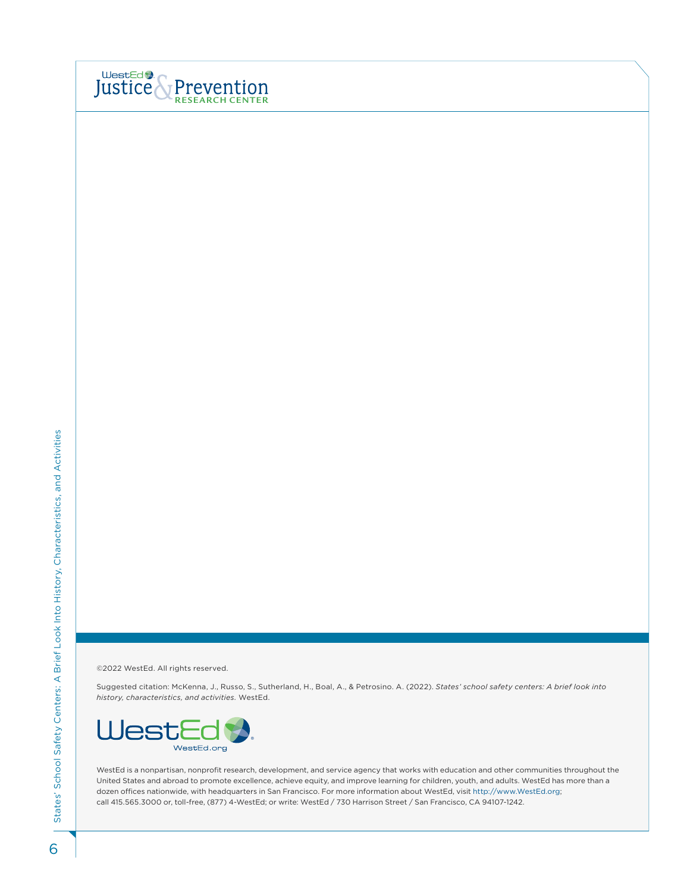©2022 WestEd. All rights reserved.

Suggested citation: McKenna, J., Russo, S., Sutherland, H., Boal, A., & Petrosino. A. (2022). *States' school safety centers: A brief look into history, characteristics, and activities.* WestEd.

WestEd.org

WestEd is a nonpartisan, nonprofit research, development, and service agency that works with education and other communities throughout the United States and abroad to promote excellence, achieve equity, and improve learning for children, youth, and adults. WestEd has more than a dozen offices nationwide, with headquarters in San Francisco. For more information about WestEd, visit http://www.WestEd.org; call 415.565.3000 or, toll-free, (877) 4-WestEd; or write: WestEd / 730 Harrison Street / San Francisco, CA 94107-1242.